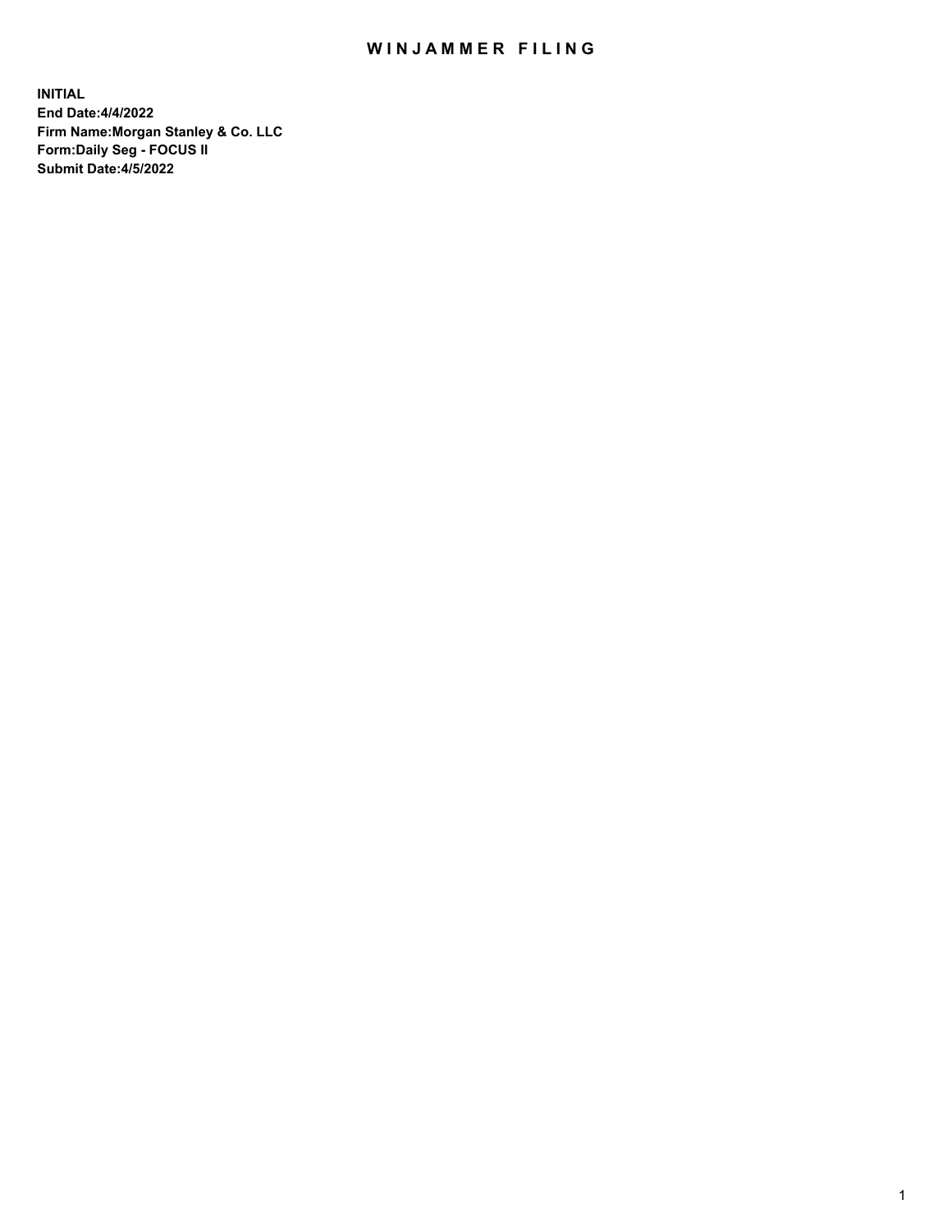# WINJAMMER FILING

**INITIAL**
**End Date:4/4/2022**
**Firm Name:Morgan Stanley & Co. LLC**
**Form:Daily Seg - FOCUS II**
**Submit Date:4/5/2022**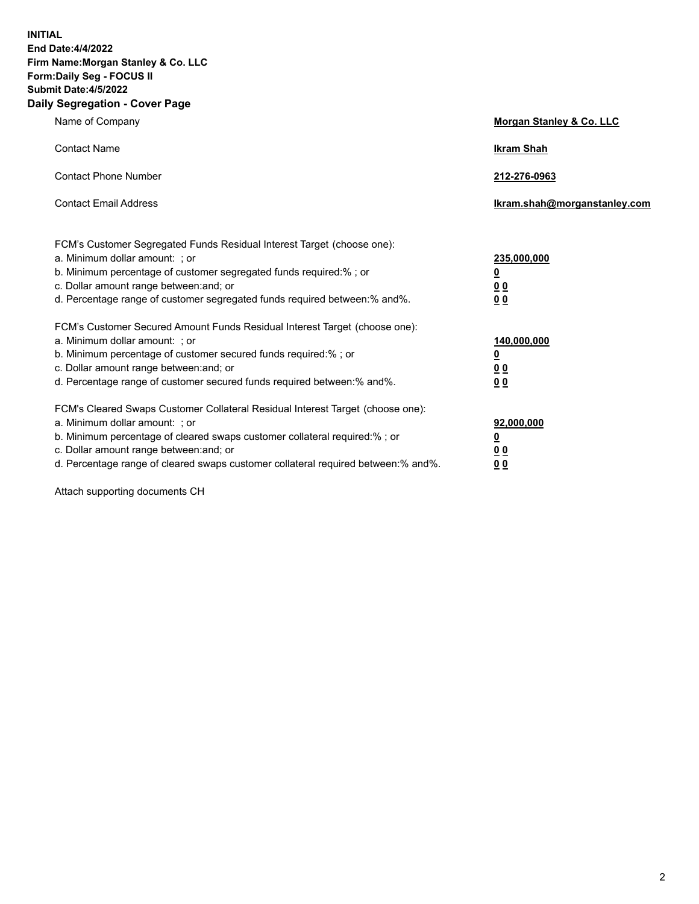**INITIAL**
**End Date:4/4/2022**
**Firm Name:Morgan Stanley & Co. LLC**
**Form:Daily Seg - FOCUS II**
**Submit Date:4/5/2022**

## Daily Segregation - Cover Page

| | |
|---|---|
| Name of Company | **Morgan Stanley & Co. LLC** |
| Contact Name | **Ikram Shah** |
| Contact Phone Number | **212-276-0963** |
| Contact Email Address | **Ikram.shah@morganstanley.com** |

| | |
|---|---|
| FCM's Customer Segregated Funds Residual Interest Target (choose one): | |
| a. Minimum dollar amount: ; or | **235,000,000** |
| b. Minimum percentage of customer segregated funds required:% ; or | **0** |
| c. Dollar amount range between:and; or | **0 0** |
| d. Percentage range of customer segregated funds required between:% and%. | **0 0** |

| | |
|---|---|
| FCM's Customer Secured Amount Funds Residual Interest Target (choose one): | |
| a. Minimum dollar amount: ; or | **140,000,000** |
| b. Minimum percentage of customer secured funds required:% ; or | **0** |
| c. Dollar amount range between:and; or | **0 0** |
| d. Percentage range of customer secured funds required between:% and%. | **0 0** |

| | |
|---|---|
| FCM's Cleared Swaps Customer Collateral Residual Interest Target (choose one): | |
| a. Minimum dollar amount: ; or | **92,000,000** |
| b. Minimum percentage of cleared swaps customer collateral required:% ; or | **0** |
| c. Dollar amount range between:and; or | **0 0** |
| d. Percentage range of cleared swaps customer collateral required between:% and%. | **0 0** |

Attach supporting documents CH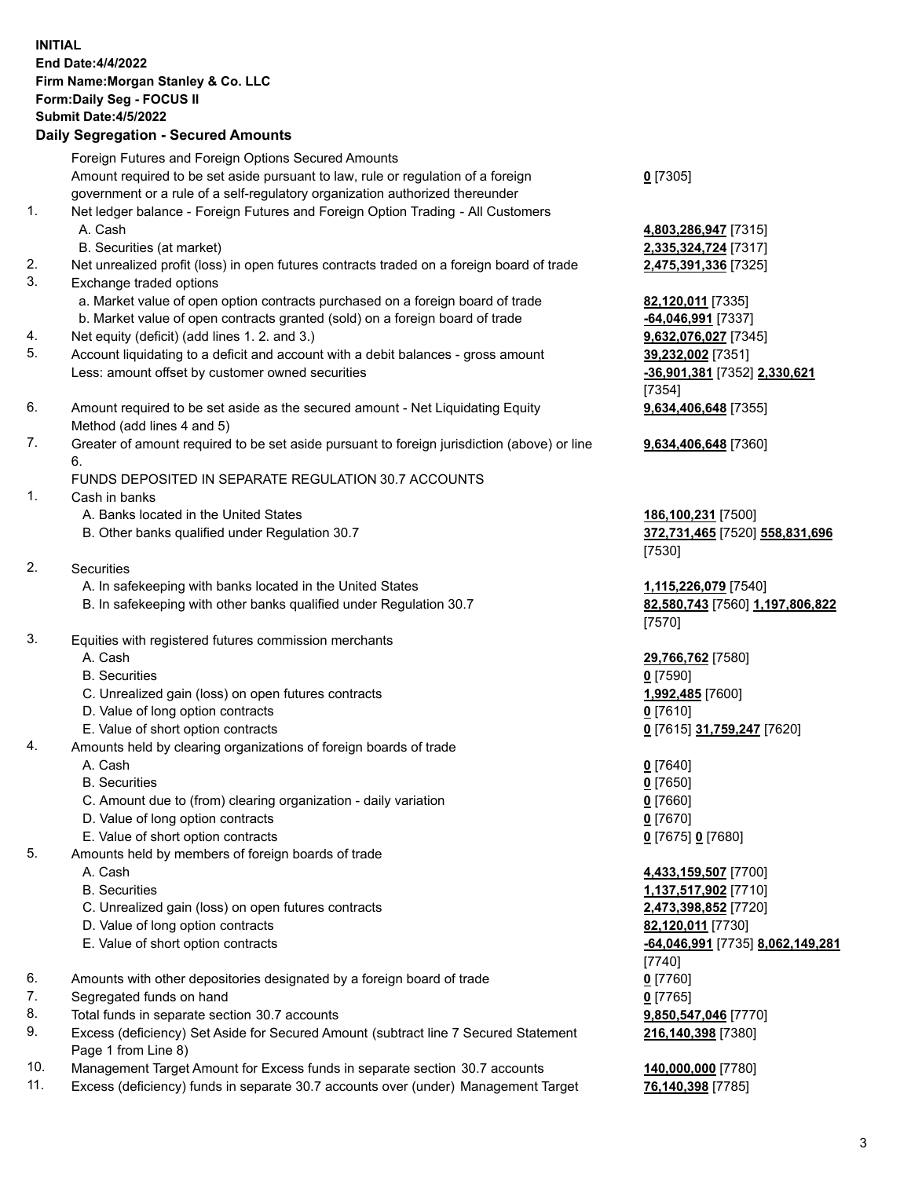**INITIAL**
**End Date:4/4/2022**
**Firm Name:Morgan Stanley & Co. LLC**
**Form:Daily Seg - FOCUS II**
**Submit Date:4/5/2022**

**Daily Segregation - Secured Amounts**

| | | |
|---|---|---|
| | Foreign Futures and Foreign Options Secured Amounts | |
| | Amount required to be set aside pursuant to law, rule or regulation of a foreign government or a rule of a self-regulatory organization authorized thereunder | **0** [7305] |
| 1. | Net ledger balance - Foreign Futures and Foreign Option Trading - All Customers | |
| | A. Cash | **4,803,286,947** [7315] |
| | B. Securities (at market) | **2,335,324,724** [7317] |
| 2. | Net unrealized profit (loss) in open futures contracts traded on a foreign board of trade | **2,475,391,336** [7325] |
| 3. | Exchange traded options | |
| | a. Market value of open option contracts purchased on a foreign board of trade | **82,120,011** [7335] |
| | b. Market value of open contracts granted (sold) on a foreign board of trade | **-64,046,991** [7337] |
| 4. | Net equity (deficit) (add lines 1. 2. and 3.) | **9,632,076,027** [7345] |
| 5. | Account liquidating to a deficit and account with a debit balances - gross amount | **39,232,002** [7351] |
| | Less: amount offset by customer owned securities | **-36,901,381** [7352] **2,330,621** [7354] |
| 6. | Amount required to be set aside as the secured amount - Net Liquidating Equity Method (add lines 4 and 5) | **9,634,406,648** [7355] |
| 7. | Greater of amount required to be set aside pursuant to foreign jurisdiction (above) or line 6. | **9,634,406,648** [7360] |
| | FUNDS DEPOSITED IN SEPARATE REGULATION 30.7 ACCOUNTS | |
| 1. | Cash in banks | |
| | A. Banks located in the United States | **186,100,231** [7500] |
| | B. Other banks qualified under Regulation 30.7 | **372,731,465** [7520] **558,831,696** [7530] |
| 2. | Securities | |
| | A. In safekeeping with banks located in the United States | **1,115,226,079** [7540] |
| | B. In safekeeping with other banks qualified under Regulation 30.7 | **82,580,743** [7560] **1,197,806,822** [7570] |
| 3. | Equities with registered futures commission merchants | |
| | A. Cash | **29,766,762** [7580] |
| | B. Securities | **0** [7590] |
| | C. Unrealized gain (loss) on open futures contracts | **1,992,485** [7600] |
| | D. Value of long option contracts | **0** [7610] |
| | E. Value of short option contracts | **0** [7615] **31,759,247** [7620] |
| 4. | Amounts held by clearing organizations of foreign boards of trade | |
| | A. Cash | **0** [7640] |
| | B. Securities | **0** [7650] |
| | C. Amount due to (from) clearing organization - daily variation | **0** [7660] |
| | D. Value of long option contracts | **0** [7670] |
| | E. Value of short option contracts | **0** [7675] **0** [7680] |
| 5. | Amounts held by members of foreign boards of trade | |
| | A. Cash | **4,433,159,507** [7700] |
| | B. Securities | **1,137,517,902** [7710] |
| | C. Unrealized gain (loss) on open futures contracts | **2,473,398,852** [7720] |
| | D. Value of long option contracts | **82,120,011** [7730] |
| | E. Value of short option contracts | **-64,046,991** [7735] **8,062,149,281** [7740] |
| 6. | Amounts with other depositories designated by a foreign board of trade | **0** [7760] |
| 7. | Segregated funds on hand | **0** [7765] |
| 8. | Total funds in separate section 30.7 accounts | **9,850,547,046** [7770] |
| 9. | Excess (deficiency) Set Aside for Secured Amount (subtract line 7 Secured Statement Page 1 from Line 8) | **216,140,398** [7380] |
| 10. | Management Target Amount for Excess funds in separate section 30.7 accounts | **140,000,000** [7780] |
| 11. | Excess (deficiency) funds in separate 30.7 accounts over (under) Management Target | **76,140,398** [7785] |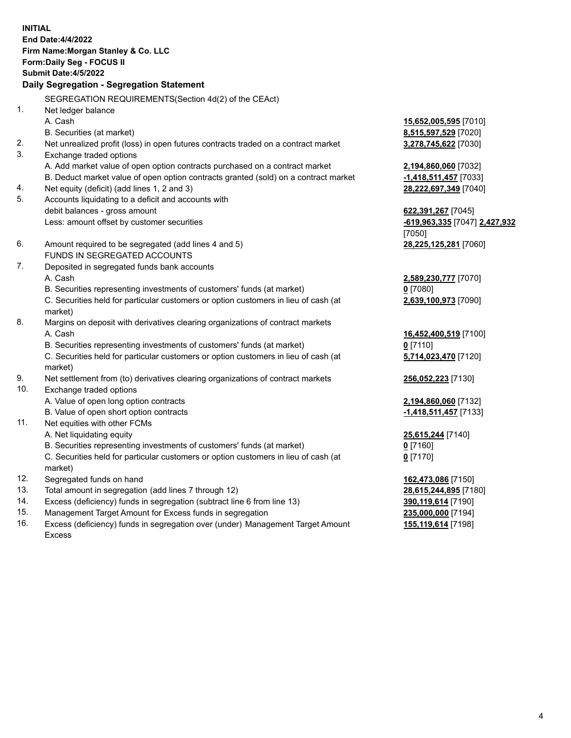**INITIAL**
**End Date:4/4/2022**
**Firm Name:Morgan Stanley & Co. LLC**
**Form:Daily Seg - FOCUS II**
**Submit Date:4/5/2022**

## Daily Segregation - Segregation Statement

| | SEGREGATION REQUIREMENTS(Section 4d(2) of the CEAct) | |
|---|---|---|
| 1. | Net ledger balance | |
| | A. Cash | **15,652,005,595** [7010] |
| | B. Securities (at market) | **8,515,597,529** [7020] |
| 2. | Net unrealized profit (loss) in open futures contracts traded on a contract market | **3,278,745,622** [7030] |
| 3. | Exchange traded options | |
| | A. Add market value of open option contracts purchased on a contract market | **2,194,860,060** [7032] |
| | B. Deduct market value of open option contracts granted (sold) on a contract market | **-1,418,511,457** [7033] |
| 4. | Net equity (deficit) (add lines 1, 2 and 3) | **28,222,697,349** [7040] |
| 5. | Accounts liquidating to a deficit and accounts with debit balances - gross amount | **622,391,267** [7045] |
| | Less: amount offset by customer securities | **-619,963,335** [7047] **2,427,932** [7050] |
| 6. | Amount required to be segregated (add lines 4 and 5) | **28,225,125,281** [7060] |
| | FUNDS IN SEGREGATED ACCOUNTS | |
| 7. | Deposited in segregated funds bank accounts | |
| | A. Cash | **2,589,230,777** [7070] |
| | B. Securities representing investments of customers' funds (at market) | **0** [7080] |
| | C. Securities held for particular customers or option customers in lieu of cash (at market) | **2,639,100,973** [7090] |
| 8. | Margins on deposit with derivatives clearing organizations of contract markets | |
| | A. Cash | **16,452,400,519** [7100] |
| | B. Securities representing investments of customers' funds (at market) | **0** [7110] |
| | C. Securities held for particular customers or option customers in lieu of cash (at market) | **5,714,023,470** [7120] |
| 9. | Net settlement from (to) derivatives clearing organizations of contract markets | **256,052,223** [7130] |
| 10. | Exchange traded options | |
| | A. Value of open long option contracts | **2,194,860,060** [7132] |
| | B. Value of open short option contracts | **-1,418,511,457** [7133] |
| 11. | Net equities with other FCMs | |
| | A. Net liquidating equity | **25,615,244** [7140] |
| | B. Securities representing investments of customers' funds (at market) | **0** [7160] |
| | C. Securities held for particular customers or option customers in lieu of cash (at market) | **0** [7170] |
| 12. | Segregated funds on hand | **162,473,086** [7150] |
| 13. | Total amount in segregation (add lines 7 through 12) | **28,615,244,895** [7180] |
| 14. | Excess (deficiency) funds in segregation (subtract line 6 from line 13) | **390,119,614** [7190] |
| 15. | Management Target Amount for Excess funds in segregation | **235,000,000** [7194] |
| 16. | Excess (deficiency) funds in segregation over (under) Management Target Amount Excess | **155,119,614** [7198] |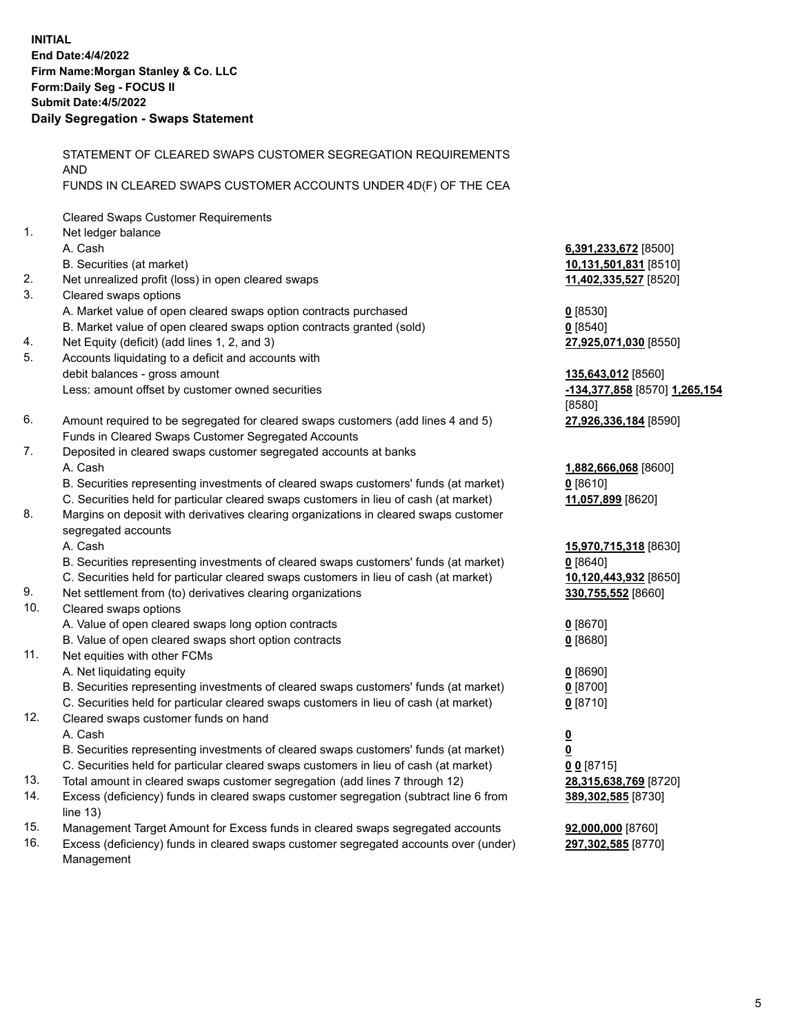**INITIAL**
**End Date:4/4/2022**
**Firm Name:Morgan Stanley & Co. LLC**
**Form:Daily Seg - FOCUS II**
**Submit Date:4/5/2022**
**Daily Segregation - Swaps Statement**

STATEMENT OF CLEARED SWAPS CUSTOMER SEGREGATION REQUIREMENTS AND
FUNDS IN CLEARED SWAPS CUSTOMER ACCOUNTS UNDER 4D(F) OF THE CEA

| | | |
|---|---|---|
| | Cleared Swaps Customer Requirements | |
| 1. | Net ledger balance | |
| | A. Cash | **6,391,233,672** [8500] |
| | B. Securities (at market) | **10,131,501,831** [8510] |
| 2. | Net unrealized profit (loss) in open cleared swaps | **11,402,335,527** [8520] |
| 3. | Cleared swaps options | |
| | A. Market value of open cleared swaps option contracts purchased | **0** [8530] |
| | B. Market value of open cleared swaps option contracts granted (sold) | **0** [8540] |
| 4. | Net Equity (deficit) (add lines 1, 2, and 3) | **27,925,071,030** [8550] |
| 5. | Accounts liquidating to a deficit and accounts with debit balances - gross amount | **135,643,012** [8560] |
| | Less: amount offset by customer owned securities | **-134,377,858** [8570] **1,265,154** [8580] |
| 6. | Amount required to be segregated for cleared swaps customers (add lines 4 and 5) | **27,926,336,184** [8590] |
| | Funds in Cleared Swaps Customer Segregated Accounts | |
| 7. | Deposited in cleared swaps customer segregated accounts at banks | |
| | A. Cash | **1,882,666,068** [8600] |
| | B. Securities representing investments of cleared swaps customers' funds (at market) | **0** [8610] |
| | C. Securities held for particular cleared swaps customers in lieu of cash (at market) | **11,057,899** [8620] |
| 8. | Margins on deposit with derivatives clearing organizations in cleared swaps customer segregated accounts | |
| | A. Cash | **15,970,715,318** [8630] |
| | B. Securities representing investments of cleared swaps customers' funds (at market) | **0** [8640] |
| | C. Securities held for particular cleared swaps customers in lieu of cash (at market) | **10,120,443,932** [8650] |
| 9. | Net settlement from (to) derivatives clearing organizations | **330,755,552** [8660] |
| 10. | Cleared swaps options | |
| | A. Value of open cleared swaps long option contracts | **0** [8670] |
| | B. Value of open cleared swaps short option contracts | **0** [8680] |
| 11. | Net equities with other FCMs | |
| | A. Net liquidating equity | **0** [8690] |
| | B. Securities representing investments of cleared swaps customers' funds (at market) | **0** [8700] |
| | C. Securities held for particular cleared swaps customers in lieu of cash (at market) | **0** [8710] |
| 12. | Cleared swaps customer funds on hand | |
| | A. Cash | **0** |
| | B. Securities representing investments of cleared swaps customers' funds (at market) | **0** |
| | C. Securities held for particular cleared swaps customers in lieu of cash (at market) | **0** **0** [8715] |
| 13. | Total amount in cleared swaps customer segregation (add lines 7 through 12) | **28,315,638,769** [8720] |
| 14. | Excess (deficiency) funds in cleared swaps customer segregation (subtract line 6 from line 13) | **389,302,585** [8730] |
| 15. | Management Target Amount for Excess funds in cleared swaps segregated accounts | **92,000,000** [8760] |
| 16. | Excess (deficiency) funds in cleared swaps customer segregated accounts over (under) Management | **297,302,585** [8770] |